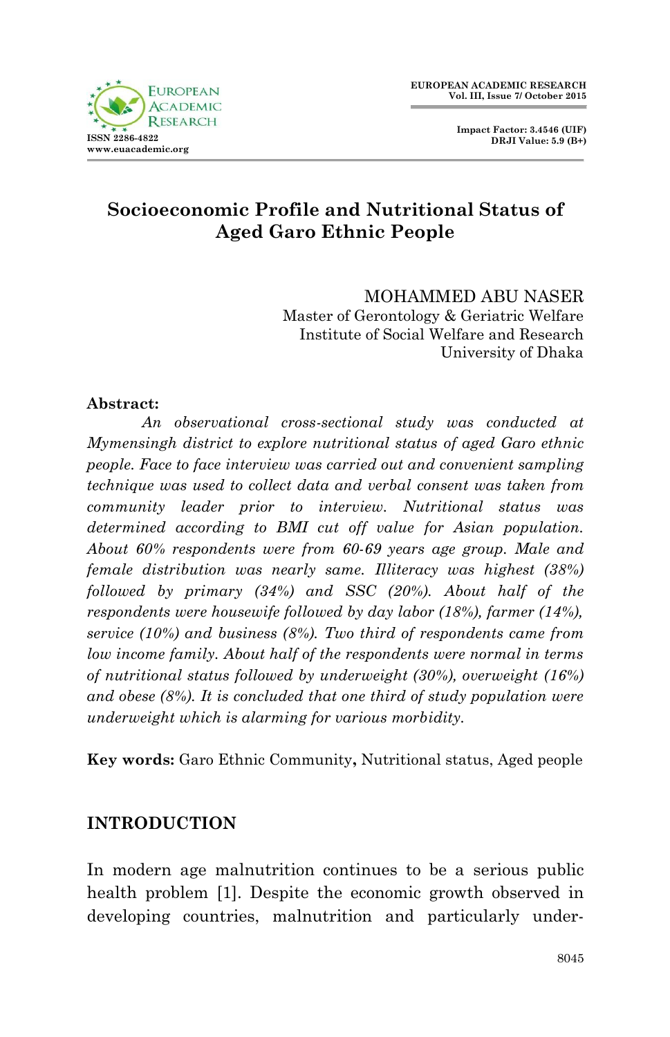# Socioeconomic Profile and Nutritional Status of Aged Garo Ethnic People

MOHAMMED ABU NASER
Master of Gerontology & Geriatric Welfare
Institute of Social Welfare and Research
University of Dhaka

**Abstract:**

*An observational cross-sectional study was conducted at Mymensingh district to explore nutritional status of aged Garo ethnic people. Face to face interview was carried out and convenient sampling technique was used to collect data and verbal consent was taken from community leader prior to interview. Nutritional status was determined according to BMI cut off value for Asian population. About 60% respondents were from 60-69 years age group. Male and female distribution was nearly same. Illiteracy was highest (38%) followed by primary (34%) and SSC (20%). About half of the respondents were housewife followed by day labor (18%), farmer (14%), service (10%) and business (8%). Two third of respondents came from low income family. About half of the respondents were normal in terms of nutritional status followed by underweight (30%), overweight (16%) and obese (8%). It is concluded that one third of study population were underweight which is alarming for various morbidity.*

**Key words:** Garo Ethnic Community**,** Nutritional status, Aged people

## INTRODUCTION

In modern age malnutrition continues to be a serious public health problem [1]. Despite the economic growth observed in developing countries, malnutrition and particularly under-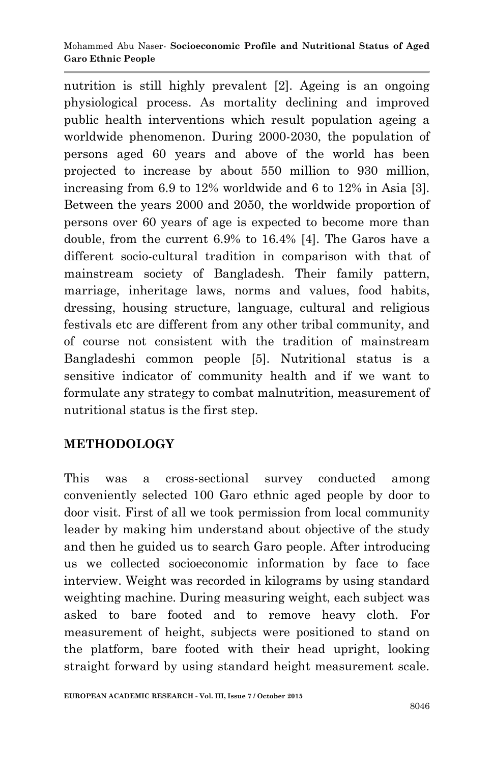nutrition is still highly prevalent [2]. Ageing is an ongoing physiological process. As mortality declining and improved public health interventions which result population ageing a worldwide phenomenon. During 2000-2030, the population of persons aged 60 years and above of the world has been projected to increase by about 550 million to 930 million, increasing from 6.9 to 12% worldwide and 6 to 12% in Asia [3]. Between the years 2000 and 2050, the worldwide proportion of persons over 60 years of age is expected to become more than double, from the current 6.9% to 16.4% [4]. The Garos have a different socio-cultural tradition in comparison with that of mainstream society of Bangladesh. Their family pattern, marriage, inheritage laws, norms and values, food habits, dressing, housing structure, language, cultural and religious festivals etc are different from any other tribal community, and of course not consistent with the tradition of mainstream Bangladeshi common people [5]. Nutritional status is a sensitive indicator of community health and if we want to formulate any strategy to combat malnutrition, measurement of nutritional status is the first step.

## METHODOLOGY

This was a cross-sectional survey conducted among conveniently selected 100 Garo ethnic aged people by door to door visit. First of all we took permission from local community leader by making him understand about objective of the study and then he guided us to search Garo people. After introducing us we collected socioeconomic information by face to face interview. Weight was recorded in kilograms by using standard weighting machine. During measuring weight, each subject was asked to bare footed and to remove heavy cloth. For measurement of height, subjects were positioned to stand on the platform, bare footed with their head upright, looking straight forward by using standard height measurement scale.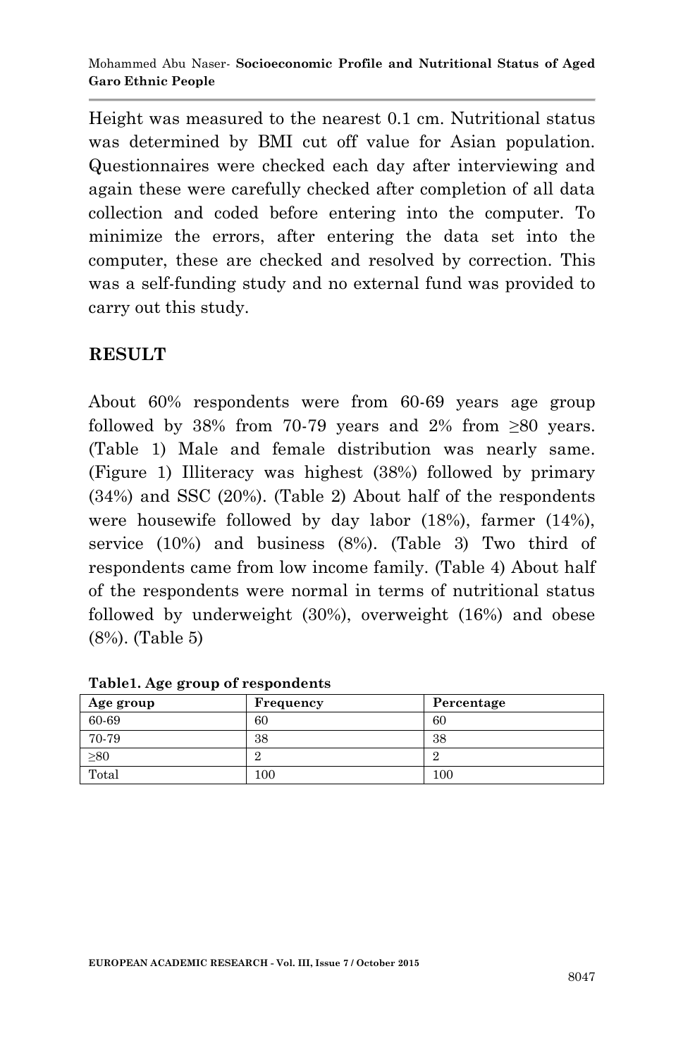Height was measured to the nearest 0.1 cm. Nutritional status was determined by BMI cut off value for Asian population. Questionnaires were checked each day after interviewing and again these were carefully checked after completion of all data collection and coded before entering into the computer. To minimize the errors, after entering the data set into the computer, these are checked and resolved by correction. This was a self-funding study and no external fund was provided to carry out this study.

## RESULT

About 60% respondents were from 60-69 years age group followed by 38% from 70-79 years and 2% from ≥80 years. (Table 1) Male and female distribution was nearly same. (Figure 1) Illiteracy was highest (38%) followed by primary (34%) and SSC (20%). (Table 2) About half of the respondents were housewife followed by day labor (18%), farmer (14%), service (10%) and business (8%). (Table 3) Two third of respondents came from low income family. (Table 4) About half of the respondents were normal in terms of nutritional status followed by underweight (30%), overweight (16%) and obese (8%). (Table 5)

**Table1. Age group of respondents**

| Age group | Frequency | Percentage |
|---|---|---|
| 60-69 | 60 | 60 |
| 70-79 | 38 | 38 |
| ≥80 | 2 | 2 |
| Total | 100 | 100 |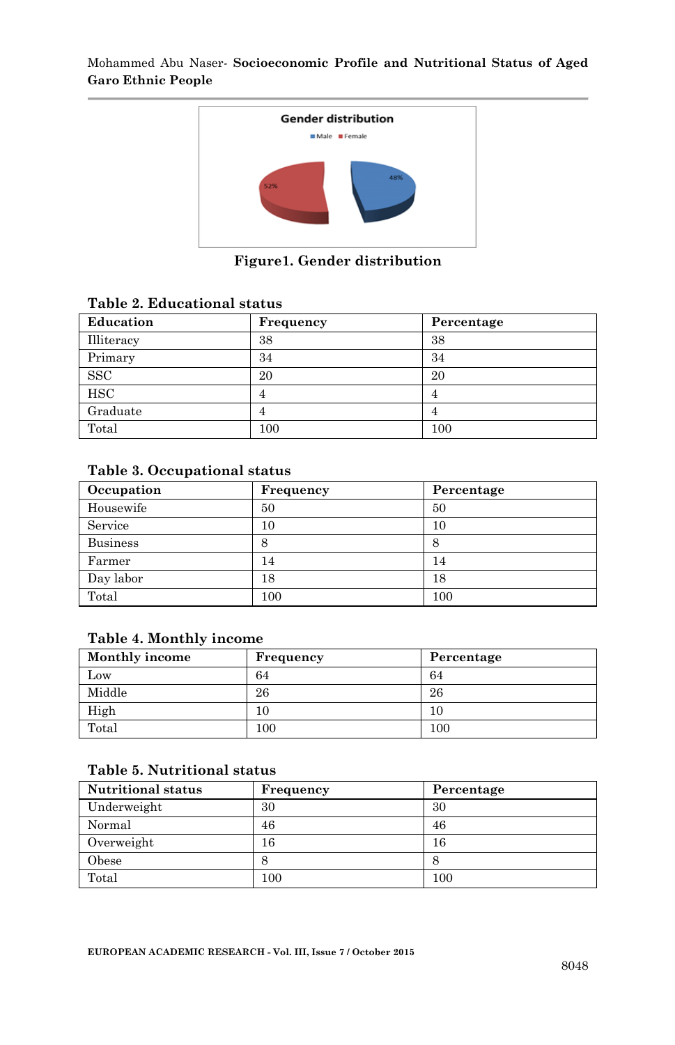Figure1. Gender distribution

**Table 2. Educational status**

| Education | Frequency | Percentage |
|---|---|---|
| Illiteracy | 38 | 38 |
| Primary | 34 | 34 |
| SSC | 20 | 20 |
| HSC | 4 | 4 |
| Graduate | 4 | 4 |
| Total | 100 | 100 |

**Table 3. Occupational status**

| Occupation | Frequency | Percentage |
|---|---|---|
| Housewife | 50 | 50 |
| Service | 10 | 10 |
| Business | 8 | 8 |
| Farmer | 14 | 14 |
| Day labor | 18 | 18 |
| Total | 100 | 100 |

**Table 4. Monthly income**

| Monthly income | Frequency | Percentage |
|---|---|---|
| Low | 64 | 64 |
| Middle | 26 | 26 |
| High | 10 | 10 |
| Total | 100 | 100 |

**Table 5. Nutritional status**

| Nutritional status | Frequency | Percentage |
|---|---|---|
| Underweight | 30 | 30 |
| Normal | 46 | 46 |
| Overweight | 16 | 16 |
| Obese | 8 | 8 |
| Total | 100 | 100 |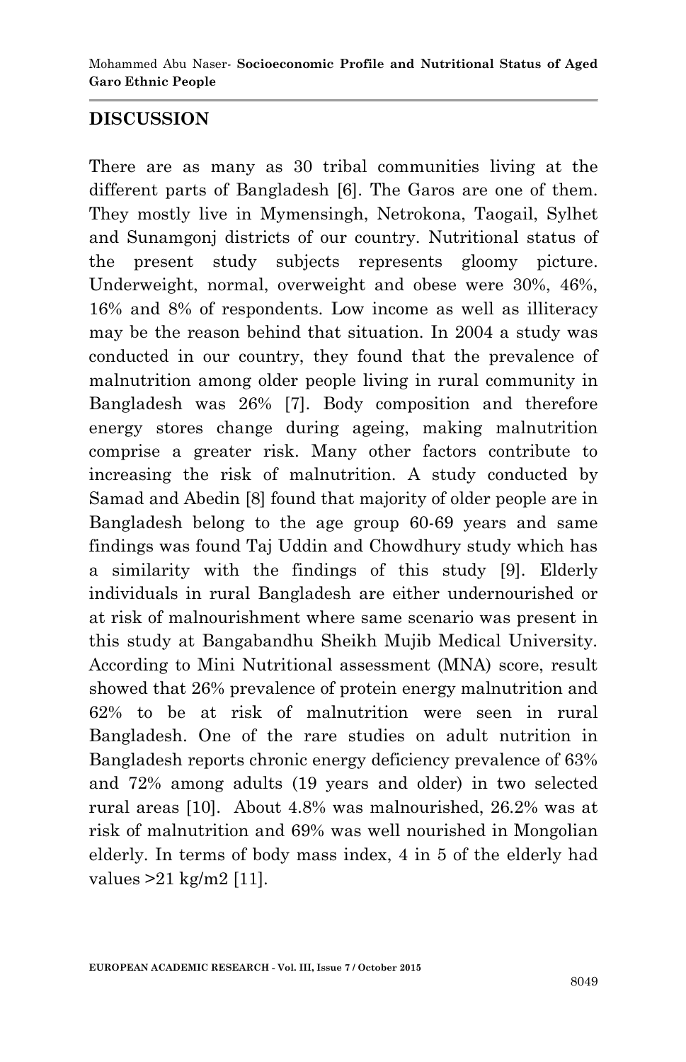## DISCUSSION

There are as many as 30 tribal communities living at the different parts of Bangladesh [6]. The Garos are one of them. They mostly live in Mymensingh, Netrokona, Taogail, Sylhet and Sunamgonj districts of our country. Nutritional status of the present study subjects represents gloomy picture. Underweight, normal, overweight and obese were 30%, 46%, 16% and 8% of respondents. Low income as well as illiteracy may be the reason behind that situation. In 2004 a study was conducted in our country, they found that the prevalence of malnutrition among older people living in rural community in Bangladesh was 26% [7]. Body composition and therefore energy stores change during ageing, making malnutrition comprise a greater risk. Many other factors contribute to increasing the risk of malnutrition. A study conducted by Samad and Abedin [8] found that majority of older people are in Bangladesh belong to the age group 60-69 years and same findings was found Taj Uddin and Chowdhury study which has a similarity with the findings of this study [9]. Elderly individuals in rural Bangladesh are either undernourished or at risk of malnourishment where same scenario was present in this study at Bangabandhu Sheikh Mujib Medical University. According to Mini Nutritional assessment (MNA) score, result showed that 26% prevalence of protein energy malnutrition and 62% to be at risk of malnutrition were seen in rural Bangladesh. One of the rare studies on adult nutrition in Bangladesh reports chronic energy deficiency prevalence of 63% and 72% among adults (19 years and older) in two selected rural areas [10]. About 4.8% was malnourished, 26.2% was at risk of malnutrition and 69% was well nourished in Mongolian elderly. In terms of body mass index, 4 in 5 of the elderly had values >21 kg/m2 [11].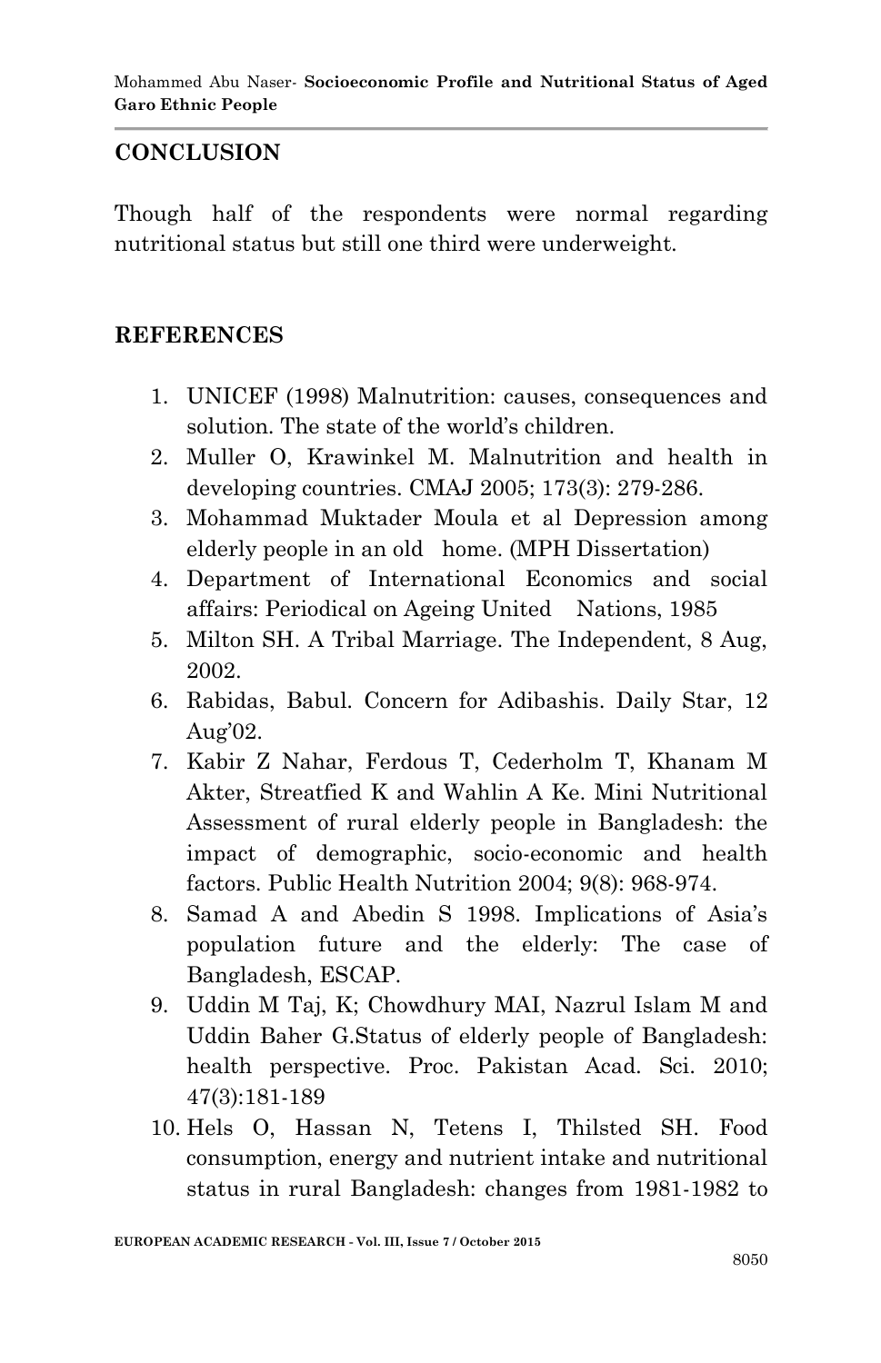## CONCLUSION

Though half of the respondents were normal regarding nutritional status but still one third were underweight.

## REFERENCES

1. UNICEF (1998) Malnutrition: causes, consequences and solution. The state of the world's children.
2. Muller O, Krawinkel M. Malnutrition and health in developing countries. CMAJ 2005; 173(3): 279-286.
3. Mohammad Muktader Moula et al Depression among elderly people in an old home. (MPH Dissertation)
4. Department of International Economics and social affairs: Periodical on Ageing United Nations, 1985
5. Milton SH. A Tribal Marriage. The Independent, 8 Aug, 2002.
6. Rabidas, Babul. Concern for Adibashis. Daily Star, 12 Aug'02.
7. Kabir Z Nahar, Ferdous T, Cederholm T, Khanam M Akter, Streatfied K and Wahlin A Ke. Mini Nutritional Assessment of rural elderly people in Bangladesh: the impact of demographic, socio-economic and health factors. Public Health Nutrition 2004; 9(8): 968-974.
8. Samad A and Abedin S 1998. Implications of Asia's population future and the elderly: The case of Bangladesh, ESCAP.
9. Uddin M Taj, K; Chowdhury MAI, Nazrul Islam M and Uddin Baher G.Status of elderly people of Bangladesh: health perspective. Proc. Pakistan Acad. Sci. 2010; 47(3):181-189
10. Hels O, Hassan N, Tetens I, Thilsted SH. Food consumption, energy and nutrient intake and nutritional status in rural Bangladesh: changes from 1981-1982 to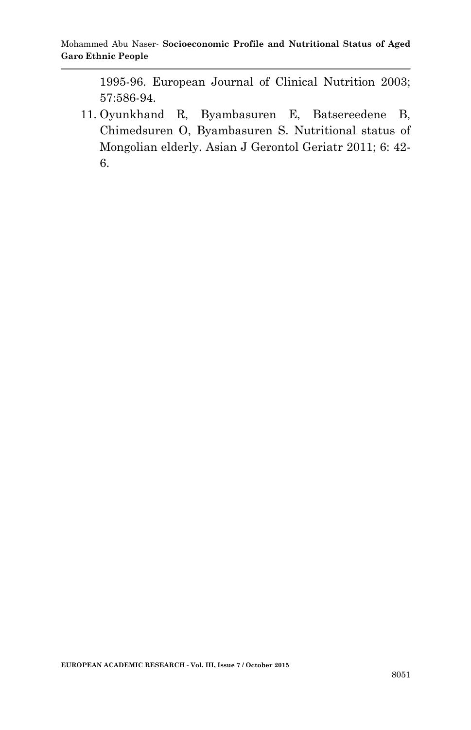1995-96. European Journal of Clinical Nutrition 2003; 57:586-94.

11. Oyunkhand R, Byambasuren E, Batsereedene B, Chimedsuren O, Byambasuren S. Nutritional status of Mongolian elderly. Asian J Gerontol Geriatr 2011; 6: 42-6.